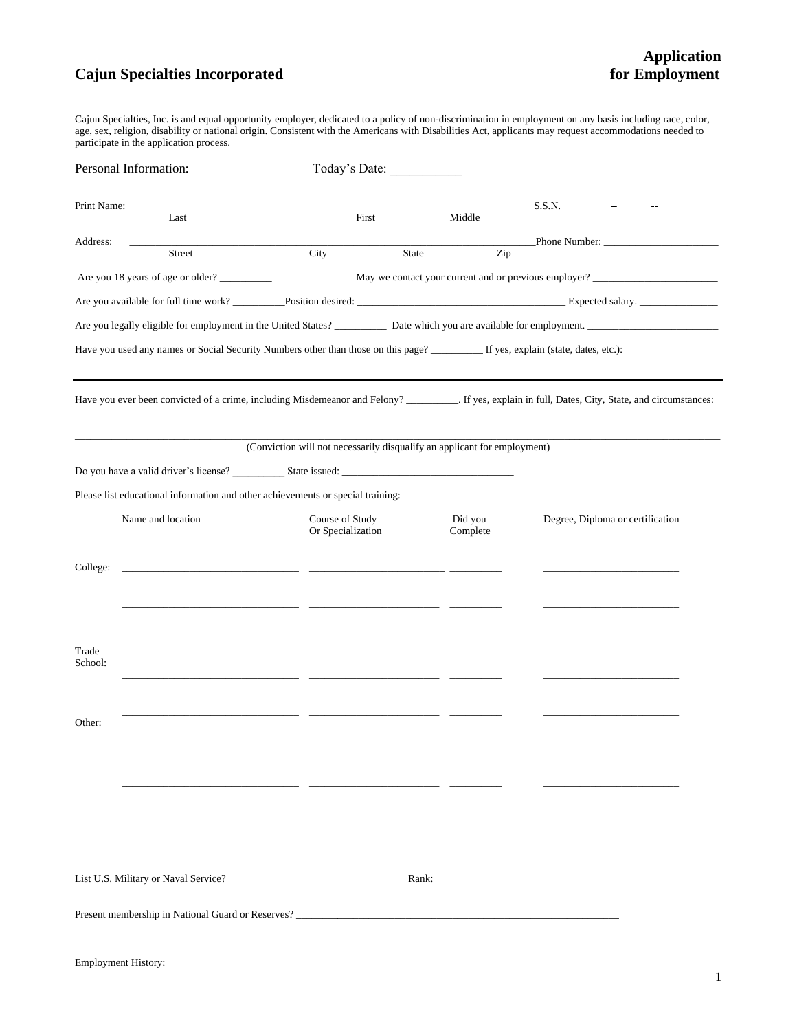# Cajun Specialties Incorporated

## Application for Employment

Cajun Specialties, Inc. is and equal opportunity employer, dedicated to a policy of non-discrimination in employment on any basis including race, color, age, sex, religion, disability or national origin. Consistent with the Americans with Disabilities Act, applicants may request accommodations needed to participate in the application process.

Personal Information: Today's Date: ___________

Print Name: ______________________________________________________________ S.S.N. __ __ __ -- __ __ -- __ __ __ __
Last First Middle

Address: ______________________________________________________________ Phone Number: ______________________
Street City State Zip

Are you 18 years of age or older? __________ May we contact your current and previous employer? ________________________

Are you available for full time work? __________ Position desired: ________________________________________ Expected salary. _______________

Are you legally eligible for employment in the United States? __________ Date which you are available for employment. _________________________

Have you used any names or Social Security Numbers other than those on this page? __________ If yes, explain (state, dates, etc.):

---

Have you ever been convicted of a crime, including Misdemeanor and Felony? __________. If yes, explain in full, Dates, City, State, and circumstances:

____________________________________________________________________________________________________________

(Conviction will not necessarily disqualify an applicant for employment)

Do you have a valid driver's license? __________ State issued: ________________________________

Please list educational information and other achievements or special training:

| | Name and location | Course of Study Or Specialization | Did you Complete | Degree, Diploma or certification |
|---|---|---|---|---|
| College: | | | | |
| | | | | |
| | | | | |
| Trade School: | | | | |
| | | | | |
| Other: | | | | |
| | | | | |
| | | | | |

List U.S. Military or Naval Service? __________________________________ Rank: __________________________________

Present membership in National Guard or Reserves? _______________________________________________________________

Employment History: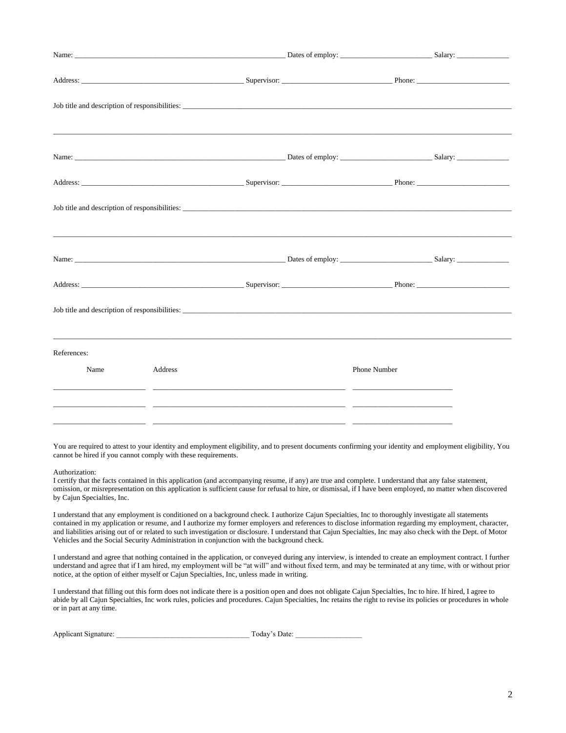Name: ______________________________________________ Dates of employ: ____________________ Salary: ____________

Address: ____________________________________ Supervisor: ______________________ Phone: ____________________

Job title and description of responsibilities: ________________________________________________________________

______________________________________________________________________________________________

Name: ______________________________________________ Dates of employ: ____________________ Salary: ____________

Address: ____________________________________ Supervisor: ______________________ Phone: ____________________

Job title and description of responsibilities: ________________________________________________________________

______________________________________________________________________________________________

Name: ______________________________________________ Dates of employ: ____________________ Salary: ____________

Address: ____________________________________ Supervisor: ______________________ Phone: ____________________

Job title and description of responsibilities: ________________________________________________________________

______________________________________________________________________________________________

References:

| Name | Address | Phone Number |
|---|---|---|
| ____________________ | ________________________________________ | ____________________ |
| ____________________ | ________________________________________ | ____________________ |
| ____________________ | ________________________________________ | ____________________ |

You are required to attest to your identity and employment eligibility, and to present documents confirming your identity and employment eligibility, You cannot be hired if you cannot comply with these requirements.

Authorization:
I certify that the facts contained in this application (and accompanying resume, if any) are true and complete. I understand that any false statement, omission, or misrepresentation on this application is sufficient cause for refusal to hire, or dismissal, if I have been employed, no matter when discovered by Cajun Specialties, Inc.

I understand that any employment is conditioned on a background check. I authorize Cajun Specialties, Inc to thoroughly investigate all statements contained in my application or resume, and I authorize my former employers and references to disclose information regarding my employment, character, and liabilities arising out of or related to such investigation or disclosure. I understand that Cajun Specialties, Inc may also check with the Dept. of Motor Vehicles and the Social Security Administration in conjunction with the background check.

I understand and agree that nothing contained in the application, or conveyed during any interview, is intended to create an employment contract. I further understand and agree that if I am hired, my employment will be "at will" and without fixed term, and may be terminated at any time, with or without prior notice, at the option of either myself or Cajun Specialties, Inc, unless made in writing.

I understand that filling out this form does not indicate there is a position open and does not obligate Cajun Specialties, Inc to hire. If hired, I agree to abide by all Cajun Specialties, Inc work rules, policies and procedures. Cajun Specialties, Inc retains the right to revise its policies or procedures in whole or in part at any time.

Applicant Signature: ______________________________ Today's Date: ______________